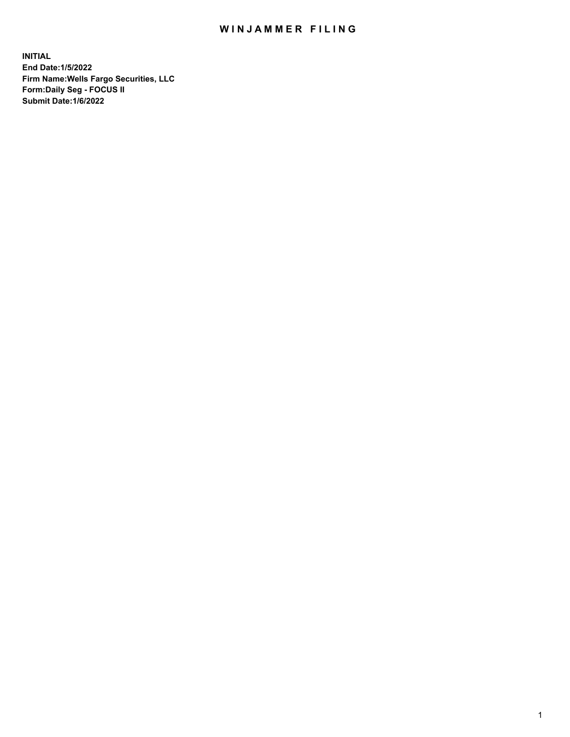# WINJAMMER FILING

**INITIAL**
**End Date:1/5/2022**
**Firm Name:Wells Fargo Securities, LLC**
**Form:Daily Seg - FOCUS II**
**Submit Date:1/6/2022**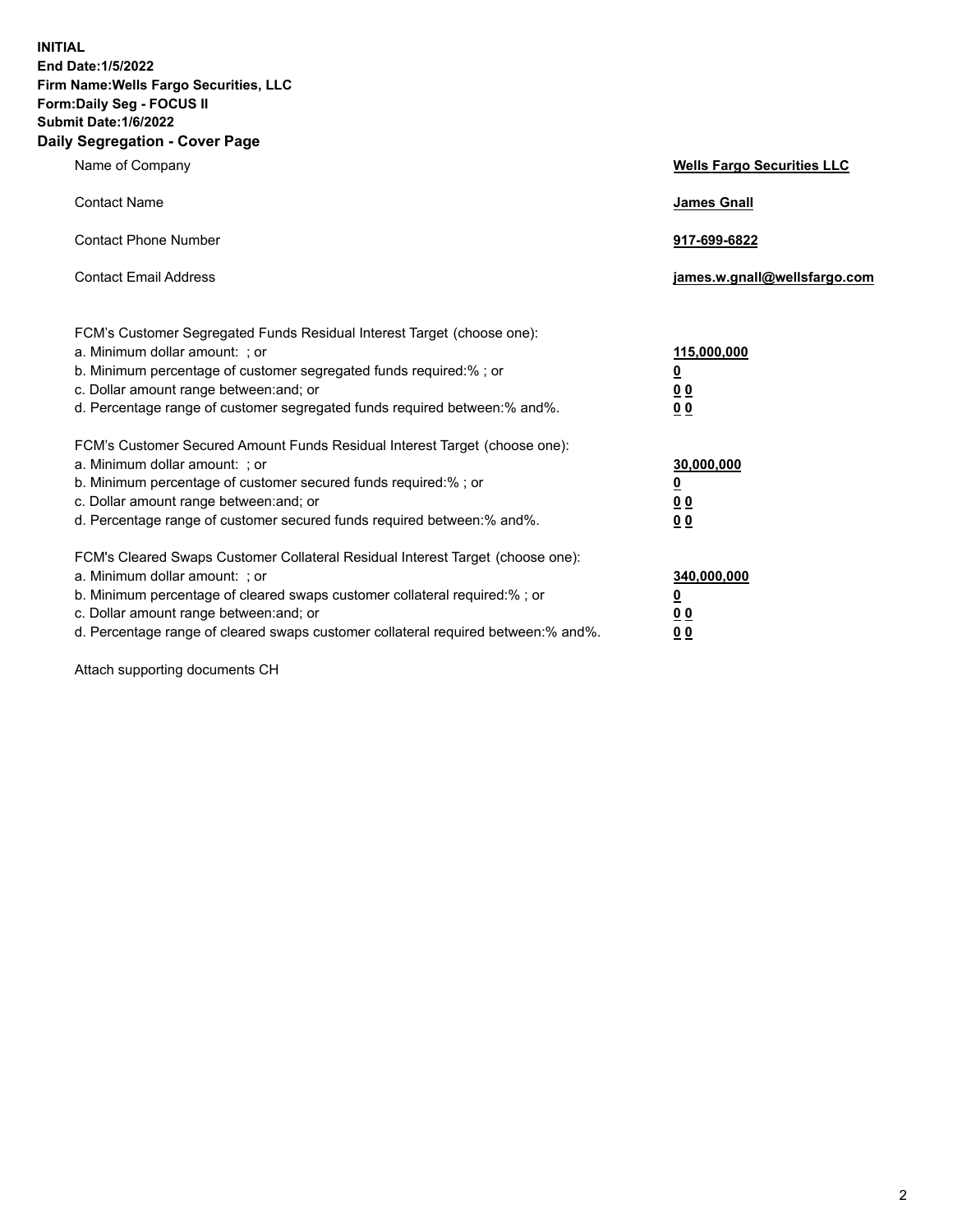**INITIAL**
**End Date:1/5/2022**
**Firm Name:Wells Fargo Securities, LLC**
**Form:Daily Seg - FOCUS II**
**Submit Date:1/6/2022**

## Daily Segregation - Cover Page

| | |
|---|---|
| Name of Company | **Wells Fargo Securities LLC** |
| Contact Name | **James Gnall** |
| Contact Phone Number | **917-699-6822** |
| Contact Email Address | **james.w.gnall@wellsfargo.com** |

FCM's Customer Segregated Funds Residual Interest Target (choose one):

| | |
|---|---|
| a. Minimum dollar amount: ; or | **115,000,000** |
| b. Minimum percentage of customer segregated funds required:% ; or | **0** |
| c. Dollar amount range between:and; or | **0 0** |
| d. Percentage range of customer segregated funds required between:% and%. | **0 0** |

FCM's Customer Secured Amount Funds Residual Interest Target (choose one):

| | |
|---|---|
| a. Minimum dollar amount: ; or | **30,000,000** |
| b. Minimum percentage of customer secured funds required:% ; or | **0** |
| c. Dollar amount range between:and; or | **0 0** |
| d. Percentage range of customer secured funds required between:% and%. | **0 0** |

FCM's Cleared Swaps Customer Collateral Residual Interest Target (choose one):

| | |
|---|---|
| a. Minimum dollar amount: ; or | **340,000,000** |
| b. Minimum percentage of cleared swaps customer collateral required:% ; or | **0** |
| c. Dollar amount range between:and; or | **0 0** |
| d. Percentage range of cleared swaps customer collateral required between:% and%. | **0 0** |

Attach supporting documents CH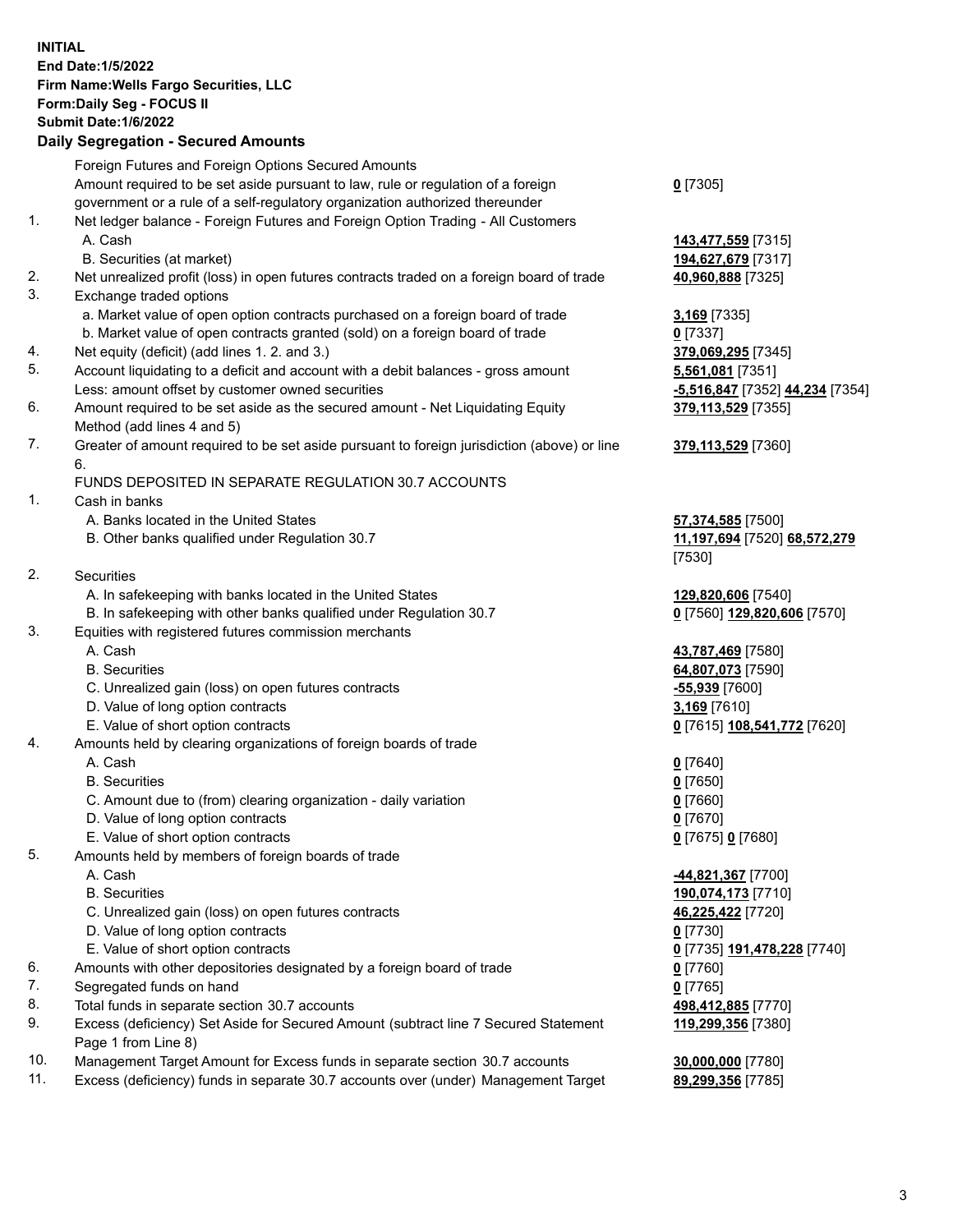**INITIAL**
**End Date:1/5/2022**
**Firm Name:Wells Fargo Securities, LLC**
**Form:Daily Seg - FOCUS II**
**Submit Date:1/6/2022**

## Daily Segregation - Secured Amounts

| | | |
|---|---|---|
| | Foreign Futures and Foreign Options Secured Amounts | |
| | Amount required to be set aside pursuant to law, rule or regulation of a foreign government or a rule of a self-regulatory organization authorized thereunder | **0** [7305] |
| 1. | Net ledger balance - Foreign Futures and Foreign Option Trading - All Customers | |
| | A. Cash | **143,477,559** [7315] |
| | B. Securities (at market) | **194,627,679** [7317] |
| 2. | Net unrealized profit (loss) in open futures contracts traded on a foreign board of trade | **40,960,888** [7325] |
| 3. | Exchange traded options | |
| | a. Market value of open option contracts purchased on a foreign board of trade | **3,169** [7335] |
| | b. Market value of open contracts granted (sold) on a foreign board of trade | **0** [7337] |
| 4. | Net equity (deficit) (add lines 1. 2. and 3.) | **379,069,295** [7345] |
| 5. | Account liquidating to a deficit and account with a debit balances - gross amount | **5,561,081** [7351] |
| | Less: amount offset by customer owned securities | **-5,516,847** [7352] **44,234** [7354] |
| 6. | Amount required to be set aside as the secured amount - Net Liquidating Equity Method (add lines 4 and 5) | **379,113,529** [7355] |
| 7. | Greater of amount required to be set aside pursuant to foreign jurisdiction (above) or line 6. | **379,113,529** [7360] |
| | FUNDS DEPOSITED IN SEPARATE REGULATION 30.7 ACCOUNTS | |
| 1. | Cash in banks | |
| | A. Banks located in the United States | **57,374,585** [7500] |
| | B. Other banks qualified under Regulation 30.7 | **11,197,694** [7520] **68,572,279** [7530] |
| 2. | Securities | |
| | A. In safekeeping with banks located in the United States | **129,820,606** [7540] |
| | B. In safekeeping with other banks qualified under Regulation 30.7 | **0** [7560] **129,820,606** [7570] |
| 3. | Equities with registered futures commission merchants | |
| | A. Cash | **43,787,469** [7580] |
| | B. Securities | **64,807,073** [7590] |
| | C. Unrealized gain (loss) on open futures contracts | **-55,939** [7600] |
| | D. Value of long option contracts | **3,169** [7610] |
| | E. Value of short option contracts | **0** [7615] **108,541,772** [7620] |
| 4. | Amounts held by clearing organizations of foreign boards of trade | |
| | A. Cash | **0** [7640] |
| | B. Securities | **0** [7650] |
| | C. Amount due to (from) clearing organization - daily variation | **0** [7660] |
| | D. Value of long option contracts | **0** [7670] |
| | E. Value of short option contracts | **0** [7675] **0** [7680] |
| 5. | Amounts held by members of foreign boards of trade | |
| | A. Cash | **-44,821,367** [7700] |
| | B. Securities | **190,074,173** [7710] |
| | C. Unrealized gain (loss) on open futures contracts | **46,225,422** [7720] |
| | D. Value of long option contracts | **0** [7730] |
| | E. Value of short option contracts | **0** [7735] **191,478,228** [7740] |
| 6. | Amounts with other depositories designated by a foreign board of trade | **0** [7760] |
| 7. | Segregated funds on hand | **0** [7765] |
| 8. | Total funds in separate section 30.7 accounts | **498,412,885** [7770] |
| 9. | Excess (deficiency) Set Aside for Secured Amount (subtract line 7 Secured Statement Page 1 from Line 8) | **119,299,356** [7380] |
| 10. | Management Target Amount for Excess funds in separate section 30.7 accounts | **30,000,000** [7780] |
| 11. | Excess (deficiency) funds in separate 30.7 accounts over (under) Management Target | **89,299,356** [7785] |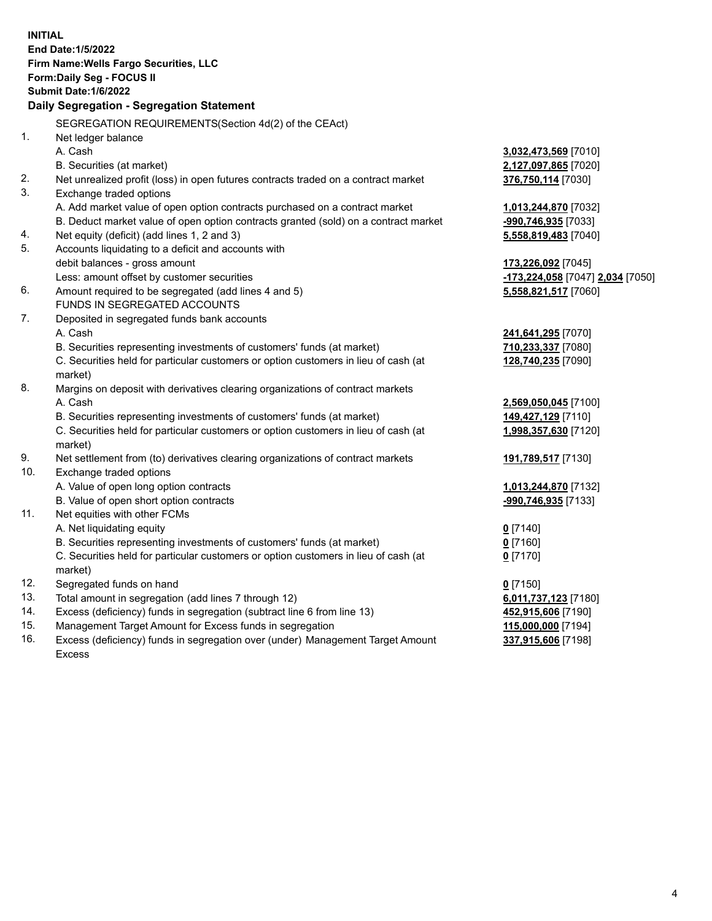**INITIAL**
**End Date:1/5/2022**
**Firm Name:Wells Fargo Securities, LLC**
**Form:Daily Seg - FOCUS II**
**Submit Date:1/6/2022**

## Daily Segregation - Segregation Statement

SEGREGATION REQUIREMENTS(Section 4d(2) of the CEAct)

| | | |
|---|---|---|
| 1. | Net ledger balance | |
| | A. Cash | **3,032,473,569** [7010] |
| | B. Securities (at market) | **2,127,097,865** [7020] |
| 2. | Net unrealized profit (loss) in open futures contracts traded on a contract market | **376,750,114** [7030] |
| 3. | Exchange traded options | |
| | A. Add market value of open option contracts purchased on a contract market | **1,013,244,870** [7032] |
| | B. Deduct market value of open option contracts granted (sold) on a contract market | **-990,746,935** [7033] |
| 4. | Net equity (deficit) (add lines 1, 2 and 3) | **5,558,819,483** [7040] |
| 5. | Accounts liquidating to a deficit and accounts with debit balances - gross amount | **173,226,092** [7045] |
| | Less: amount offset by customer securities | **-173,224,058** [7047] **2,034** [7050] |
| 6. | Amount required to be segregated (add lines 4 and 5) | **5,558,821,517** [7060] |
| | FUNDS IN SEGREGATED ACCOUNTS | |
| 7. | Deposited in segregated funds bank accounts | |
| | A. Cash | **241,641,295** [7070] |
| | B. Securities representing investments of customers' funds (at market) | **710,233,337** [7080] |
| | C. Securities held for particular customers or option customers in lieu of cash (at market) | **128,740,235** [7090] |
| 8. | Margins on deposit with derivatives clearing organizations of contract markets | |
| | A. Cash | **2,569,050,045** [7100] |
| | B. Securities representing investments of customers' funds (at market) | **149,427,129** [7110] |
| | C. Securities held for particular customers or option customers in lieu of cash (at market) | **1,998,357,630** [7120] |
| 9. | Net settlement from (to) derivatives clearing organizations of contract markets | **191,789,517** [7130] |
| 10. | Exchange traded options | |
| | A. Value of open long option contracts | **1,013,244,870** [7132] |
| | B. Value of open short option contracts | **-990,746,935** [7133] |
| 11. | Net equities with other FCMs | |
| | A. Net liquidating equity | **0** [7140] |
| | B. Securities representing investments of customers' funds (at market) | **0** [7160] |
| | C. Securities held for particular customers or option customers in lieu of cash (at market) | **0** [7170] |
| 12. | Segregated funds on hand | **0** [7150] |
| 13. | Total amount in segregation (add lines 7 through 12) | **6,011,737,123** [7180] |
| 14. | Excess (deficiency) funds in segregation (subtract line 6 from line 13) | **452,915,606** [7190] |
| 15. | Management Target Amount for Excess funds in segregation | **115,000,000** [7194] |
| 16. | Excess (deficiency) funds in segregation over (under) Management Target Amount Excess | **337,915,606** [7198] |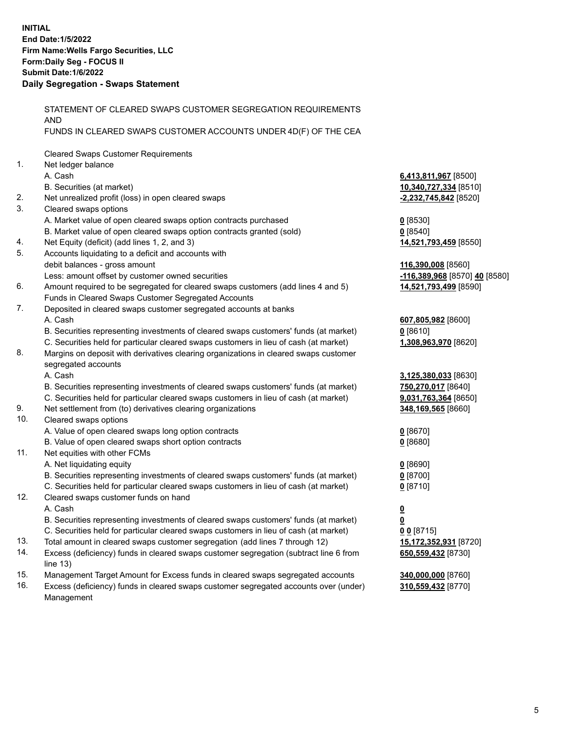**INITIAL**
**End Date:1/5/2022**
**Firm Name:Wells Fargo Securities, LLC**
**Form:Daily Seg - FOCUS II**
**Submit Date:1/6/2022**
**Daily Segregation - Swaps Statement**

STATEMENT OF CLEARED SWAPS CUSTOMER SEGREGATION REQUIREMENTS AND
FUNDS IN CLEARED SWAPS CUSTOMER ACCOUNTS UNDER 4D(F) OF THE CEA

| | | |
|---|---|---|
| | Cleared Swaps Customer Requirements | |
| 1. | Net ledger balance | |
| | A. Cash | **6,413,811,967** [8500] |
| | B. Securities (at market) | **10,340,727,334** [8510] |
| 2. | Net unrealized profit (loss) in open cleared swaps | **-2,232,745,842** [8520] |
| 3. | Cleared swaps options | |
| | A. Market value of open cleared swaps option contracts purchased | **0** [8530] |
| | B. Market value of open cleared swaps option contracts granted (sold) | **0** [8540] |
| 4. | Net Equity (deficit) (add lines 1, 2, and 3) | **14,521,793,459** [8550] |
| 5. | Accounts liquidating to a deficit and accounts with | |
| | debit balances - gross amount | **116,390,008** [8560] |
| | Less: amount offset by customer owned securities | **-116,389,968** [8570] **40** [8580] |
| 6. | Amount required to be segregated for cleared swaps customers (add lines 4 and 5) | **14,521,793,499** [8590] |
| | Funds in Cleared Swaps Customer Segregated Accounts | |
| 7. | Deposited in cleared swaps customer segregated accounts at banks | |
| | A. Cash | **607,805,982** [8600] |
| | B. Securities representing investments of cleared swaps customers' funds (at market) | **0** [8610] |
| | C. Securities held for particular cleared swaps customers in lieu of cash (at market) | **1,308,963,970** [8620] |
| 8. | Margins on deposit with derivatives clearing organizations in cleared swaps customer segregated accounts | |
| | A. Cash | **3,125,380,033** [8630] |
| | B. Securities representing investments of cleared swaps customers' funds (at market) | **750,270,017** [8640] |
| | C. Securities held for particular cleared swaps customers in lieu of cash (at market) | **9,031,763,364** [8650] |
| 9. | Net settlement from (to) derivatives clearing organizations | **348,169,565** [8660] |
| 10. | Cleared swaps options | |
| | A. Value of open cleared swaps long option contracts | **0** [8670] |
| | B. Value of open cleared swaps short option contracts | **0** [8680] |
| 11. | Net equities with other FCMs | |
| | A. Net liquidating equity | **0** [8690] |
| | B. Securities representing investments of cleared swaps customers' funds (at market) | **0** [8700] |
| | C. Securities held for particular cleared swaps customers in lieu of cash (at market) | **0** [8710] |
| 12. | Cleared swaps customer funds on hand | |
| | A. Cash | **0** |
| | B. Securities representing investments of cleared swaps customers' funds (at market) | **0** |
| | C. Securities held for particular cleared swaps customers in lieu of cash (at market) | **0** **0** [8715] |
| 13. | Total amount in cleared swaps customer segregation (add lines 7 through 12) | **15,172,352,931** [8720] |
| 14. | Excess (deficiency) funds in cleared swaps customer segregation (subtract line 6 from line 13) | **650,559,432** [8730] |
| 15. | Management Target Amount for Excess funds in cleared swaps segregated accounts | **340,000,000** [8760] |
| 16. | Excess (deficiency) funds in cleared swaps customer segregated accounts over (under) Management | **310,559,432** [8770] |